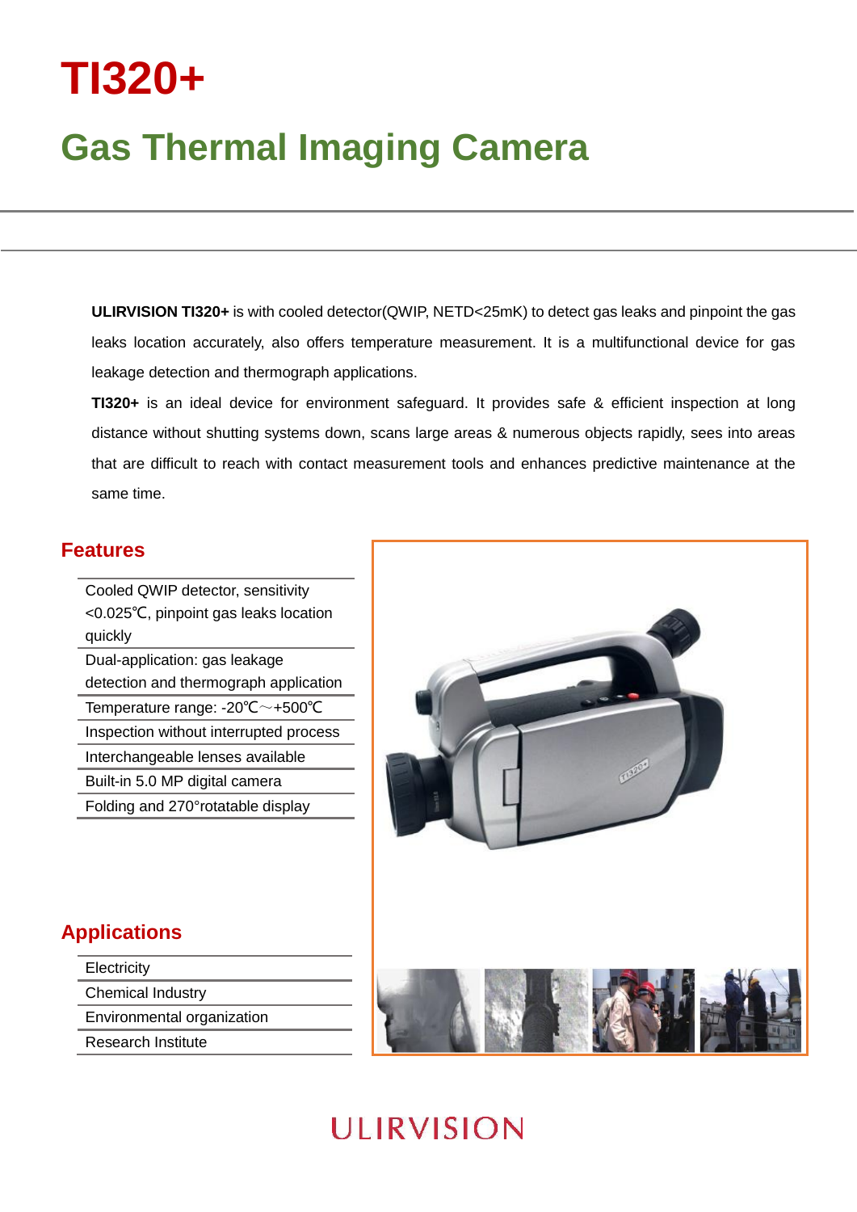# TI320+

## Gas Thermal Imaging Camera

**ULIRVISION TI320+** is with cooled detector(QWIP, NETD<25mK) to detect gas leaks and pinpoint the gas leaks location accurately, also offers temperature measurement. It is a multifunctional device for gas leakage detection and thermograph applications.

**TI320+** is an ideal device for environment safeguard. It provides safe & efficient inspection at long distance without shutting systems down, scans large areas & numerous objects rapidly, sees into areas that are difficult to reach with contact measurement tools and enhances predictive maintenance at the same time.

### Features

- Cooled QWIP detector, sensitivity <0.025℃, pinpoint gas leaks location quickly
- Dual-application: gas leakage detection and thermograph application
- Temperature range: -20℃～+500℃
- Inspection without interrupted process
- Interchangeable lenses available
- Built-in 5.0 MP digital camera
- Folding and 270°rotatable display

### Applications

- Electricity
- Chemical Industry
- Environmental organization
- Research Institute

ULIRVISION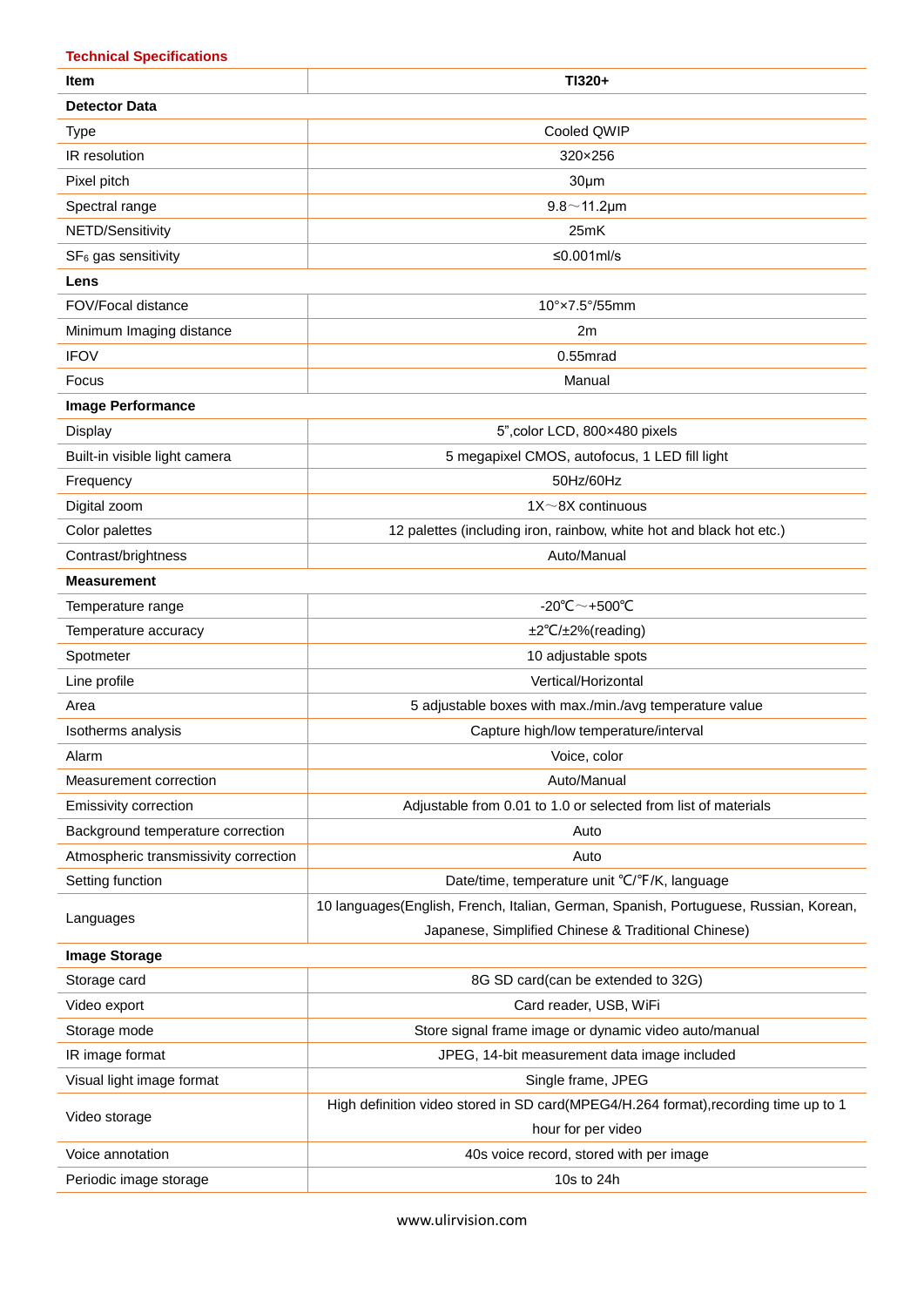## Technical Specifications

| Item | TI320+ |
|---|---|
| **Detector Data** | |
| Type | Cooled QWIP |
| IR resolution | 320×256 |
| Pixel pitch | 30μm |
| Spectral range | 9.8～11.2μm |
| NETD/Sensitivity | 25mK |
| $SF_6$ gas sensitivity | ≤0.001ml/s |
| **Lens** | |
| FOV/Focal distance | 10°×7.5°/55mm |
| Minimum Imaging distance | 2m |
| IFOV | 0.55mrad |
| Focus | Manual |
| **Image Performance** | |
| Display | 5",color LCD, 800×480 pixels |
| Built-in visible light camera | 5 megapixel CMOS, autofocus, 1 LED fill light |
| Frequency | 50Hz/60Hz |
| Digital zoom | 1X～8X continuous |
| Color palettes | 12 palettes (including iron, rainbow, white hot and black hot etc.) |
| Contrast/brightness | Auto/Manual |
| **Measurement** | |
| Temperature range | -20℃～+500℃ |
| Temperature accuracy | ±2℃/±2%(reading) |
| Spotmeter | 10 adjustable spots |
| Line profile | Vertical/Horizontal |
| Area | 5 adjustable boxes with max./min./avg temperature value |
| Isotherms analysis | Capture high/low temperature/interval |
| Alarm | Voice, color |
| Measurement correction | Auto/Manual |
| Emissivity correction | Adjustable from 0.01 to 1.0 or selected from list of materials |
| Background temperature correction | Auto |
| Atmospheric transmissivity correction | Auto |
| Setting function | Date/time, temperature unit ℃/℉/K, language |
| Languages | 10 languages(English, French, Italian, German, Spanish, Portuguese, Russian, Korean, Japanese, Simplified Chinese & Traditional Chinese) |
| **Image Storage** | |
| Storage card | 8G SD card(can be extended to 32G) |
| Video export | Card reader, USB, WiFi |
| Storage mode | Store signal frame image or dynamic video auto/manual |
| IR image format | JPEG, 14-bit measurement data image included |
| Visual light image format | Single frame, JPEG |
| Video storage | High definition video stored in SD card(MPEG4/H.264 format),recording time up to 1 hour for per video |
| Voice annotation | 40s voice record, stored with per image |
| Periodic image storage | 10s to 24h |

www.ulirvision.com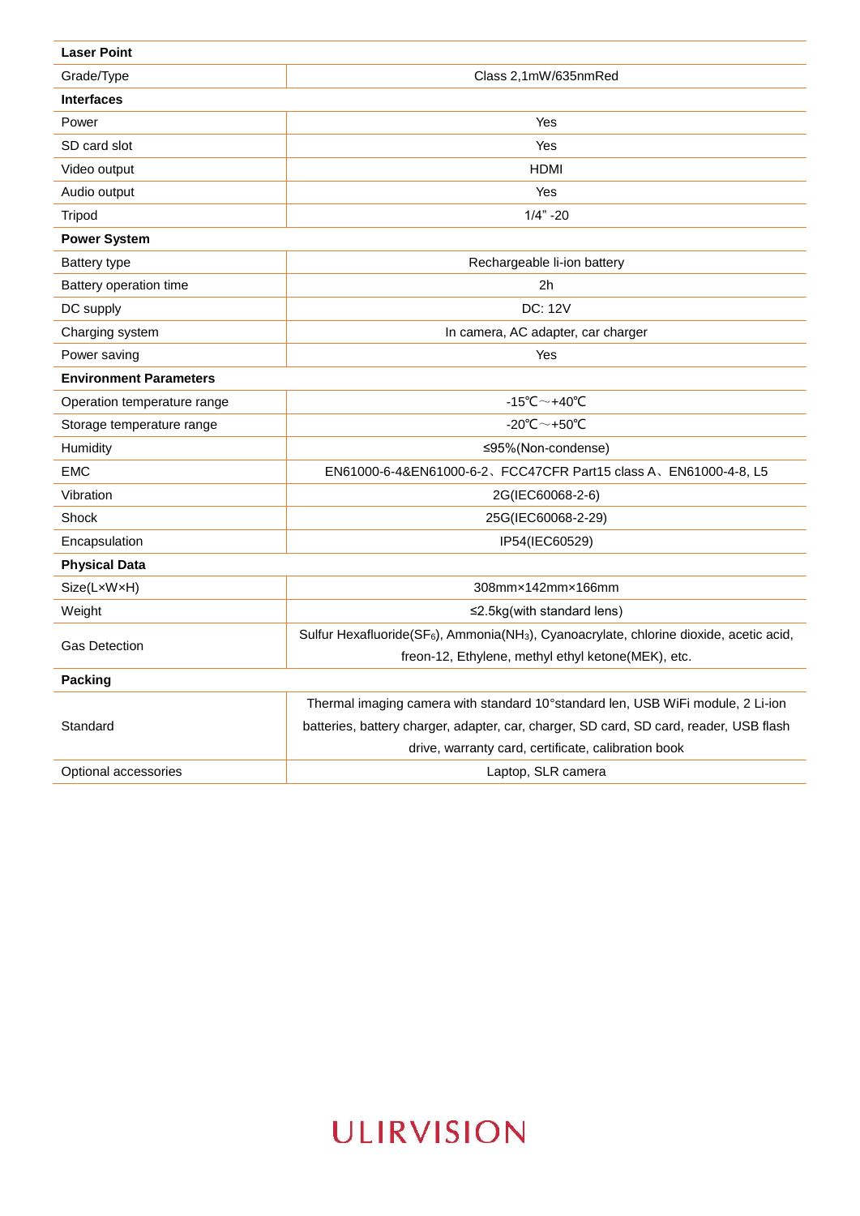| | |
|---|---|
| **Laser Point** | |
| Grade/Type | Class 2,1mW/635nmRed |
| **Interfaces** | |
| Power | Yes |
| SD card slot | Yes |
| Video output | HDMI |
| Audio output | Yes |
| Tripod | 1/4" -20 |
| **Power System** | |
| Battery type | Rechargeable li-ion battery |
| Battery operation time | 2h |
| DC supply | DC: 12V |
| Charging system | In camera, AC adapter, car charger |
| Power saving | Yes |
| **Environment Parameters** | |
| Operation temperature range | -15℃～+40℃ |
| Storage temperature range | -20℃～+50℃ |
| Humidity | ≤95%(Non-condense) |
| EMC | EN61000-6-4&EN61000-6-2、FCC47CFR Part15 class A、EN61000-4-8, L5 |
| Vibration | 2G(IEC60068-2-6) |
| Shock | 25G(IEC60068-2-29) |
| Encapsulation | IP54(IEC60529) |
| **Physical Data** | |
| Size(L×W×H) | 308mm×142mm×166mm |
| Weight | ≤2.5kg(with standard lens) |
| Gas Detection | Sulfur Hexafluoride($SF_6$), Ammonia($NH_3$), Cyanoacrylate, chlorine dioxide, acetic acid, freon-12, Ethylene, methyl ethyl ketone(MEK), etc. |
| **Packing** | |
| Standard | Thermal imaging camera with standard 10°standard len, USB WiFi module, 2 Li-ion batteries, battery charger, adapter, car, charger, SD card, SD card, reader, USB flash drive, warranty card, certificate, calibration book |
| Optional accessories | Laptop, SLR camera |

ULIRVISION